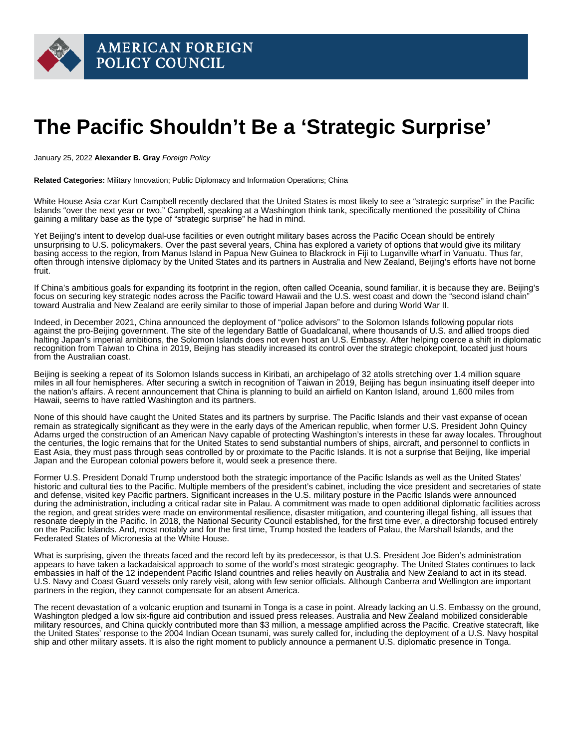AMERICAN FOREIGN POLICY COUNCIL

# The Pacific Shouldn't Be a 'Strategic Surprise'

January 25, 2022 **Alexander B. Gray** *Foreign Policy*

**Related Categories:** Military Innovation; Public Diplomacy and Information Operations; China

White House Asia czar Kurt Campbell recently declared that the United States is most likely to see a "strategic surprise" in the Pacific Islands "over the next year or two." Campbell, speaking at a Washington think tank, specifically mentioned the possibility of China gaining a military base as the type of "strategic surprise" he had in mind.

Yet Beijing's intent to develop dual-use facilities or even outright military bases across the Pacific Ocean should be entirely unsurprising to U.S. policymakers. Over the past several years, China has explored a variety of options that would give its military basing access to the region, from Manus Island in Papua New Guinea to Blackrock in Fiji to Luganville wharf in Vanuatu. Thus far, often through intensive diplomacy by the United States and its partners in Australia and New Zealand, Beijing's efforts have not borne fruit.

If China's ambitious goals for expanding its footprint in the region, often called Oceania, sound familiar, it is because they are. Beijing's focus on securing key strategic nodes across the Pacific toward Hawaii and the U.S. west coast and down the "second island chain" toward Australia and New Zealand are eerily similar to those of imperial Japan before and during World War II.

Indeed, in December 2021, China announced the deployment of "police advisors" to the Solomon Islands following popular riots against the pro-Beijing government. The site of the legendary Battle of Guadalcanal, where thousands of U.S. and allied troops died halting Japan's imperial ambitions, the Solomon Islands does not even host an U.S. Embassy. After helping coerce a shift in diplomatic recognition from Taiwan to China in 2019, Beijing has steadily increased its control over the strategic chokepoint, located just hours from the Australian coast.

Beijing is seeking a repeat of its Solomon Islands success in Kiribati, an archipelago of 32 atolls stretching over 1.4 million square miles in all four hemispheres. After securing a switch in recognition of Taiwan in 2019, Beijing has begun insinuating itself deeper into the nation's affairs. A recent announcement that China is planning to build an airfield on Kanton Island, around 1,600 miles from Hawaii, seems to have rattled Washington and its partners.

None of this should have caught the United States and its partners by surprise. The Pacific Islands and their vast expanse of ocean remain as strategically significant as they were in the early days of the American republic, when former U.S. President John Quincy Adams urged the construction of an American Navy capable of protecting Washington's interests in these far away locales. Throughout the centuries, the logic remains that for the United States to send substantial numbers of ships, aircraft, and personnel to conflicts in East Asia, they must pass through seas controlled by or proximate to the Pacific Islands. It is not a surprise that Beijing, like imperial Japan and the European colonial powers before it, would seek a presence there.

Former U.S. President Donald Trump understood both the strategic importance of the Pacific Islands as well as the United States' historic and cultural ties to the Pacific. Multiple members of the president's cabinet, including the vice president and secretaries of state and defense, visited key Pacific partners. Significant increases in the U.S. military posture in the Pacific Islands were announced during the administration, including a critical radar site in Palau. A commitment was made to open additional diplomatic facilities across the region, and great strides were made on environmental resilience, disaster mitigation, and countering illegal fishing, all issues that resonate deeply in the Pacific. In 2018, the National Security Council established, for the first time ever, a directorship focused entirely on the Pacific Islands. And, most notably and for the first time, Trump hosted the leaders of Palau, the Marshall Islands, and the Federated States of Micronesia at the White House.

What is surprising, given the threats faced and the record left by its predecessor, is that U.S. President Joe Biden's administration appears to have taken a lackadaisical approach to some of the world's most strategic geography. The United States continues to lack embassies in half of the 12 independent Pacific Island countries and relies heavily on Australia and New Zealand to act in its stead. U.S. Navy and Coast Guard vessels only rarely visit, along with few senior officials. Although Canberra and Wellington are important partners in the region, they cannot compensate for an absent America.

The recent devastation of a volcanic eruption and tsunami in Tonga is a case in point. Already lacking an U.S. Embassy on the ground, Washington pledged a low six-figure aid contribution and issued press releases. Australia and New Zealand mobilized considerable military resources, and China quickly contributed more than $3 million, a message amplified across the Pacific. Creative statecraft, like the United States' response to the 2004 Indian Ocean tsunami, was surely called for, including the deployment of a U.S. Navy hospital ship and other military assets. It is also the right moment to publicly announce a permanent U.S. diplomatic presence in Tonga.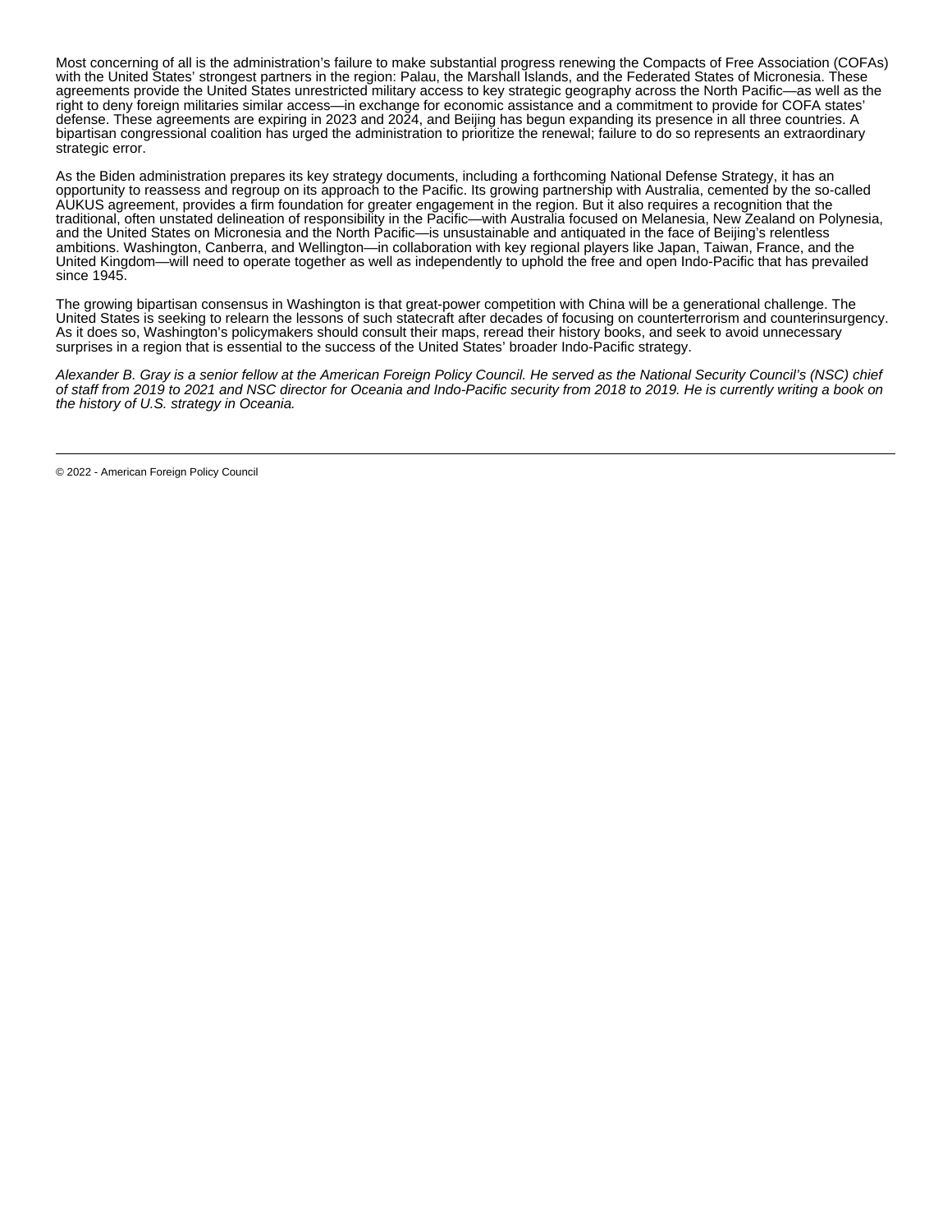Most concerning of all is the administration's failure to make substantial progress renewing the Compacts of Free Association (COFAs) with the United States' strongest partners in the region: Palau, the Marshall Islands, and the Federated States of Micronesia. These agreements provide the United States unrestricted military access to key strategic geography across the North Pacific—as well as the right to deny foreign militaries similar access—in exchange for economic assistance and a commitment to provide for COFA states' defense. These agreements are expiring in 2023 and 2024, and Beijing has begun expanding its presence in all three countries. A bipartisan congressional coalition has urged the administration to prioritize the renewal; failure to do so represents an extraordinary strategic error.

As the Biden administration prepares its key strategy documents, including a forthcoming National Defense Strategy, it has an opportunity to reassess and regroup on its approach to the Pacific. Its growing partnership with Australia, cemented by the so-called AUKUS agreement, provides a firm foundation for greater engagement in the region. But it also requires a recognition that the traditional, often unstated delineation of responsibility in the Pacific—with Australia focused on Melanesia, New Zealand on Polynesia, and the United States on Micronesia and the North Pacific—is unsustainable and antiquated in the face of Beijing's relentless ambitions. Washington, Canberra, and Wellington—in collaboration with key regional players like Japan, Taiwan, France, and the United Kingdom—will need to operate together as well as independently to uphold the free and open Indo-Pacific that has prevailed since 1945.

The growing bipartisan consensus in Washington is that great-power competition with China will be a generational challenge. The United States is seeking to relearn the lessons of such statecraft after decades of focusing on counterterrorism and counterinsurgency. As it does so, Washington's policymakers should consult their maps, reread their history books, and seek to avoid unnecessary surprises in a region that is essential to the success of the United States' broader Indo-Pacific strategy.

*Alexander B. Gray is a senior fellow at the American Foreign Policy Council. He served as the National Security Council's (NSC) chief of staff from 2019 to 2021 and NSC director for Oceania and Indo-Pacific security from 2018 to 2019. He is currently writing a book on the history of U.S. strategy in Oceania.*

---

© 2022 - American Foreign Policy Council